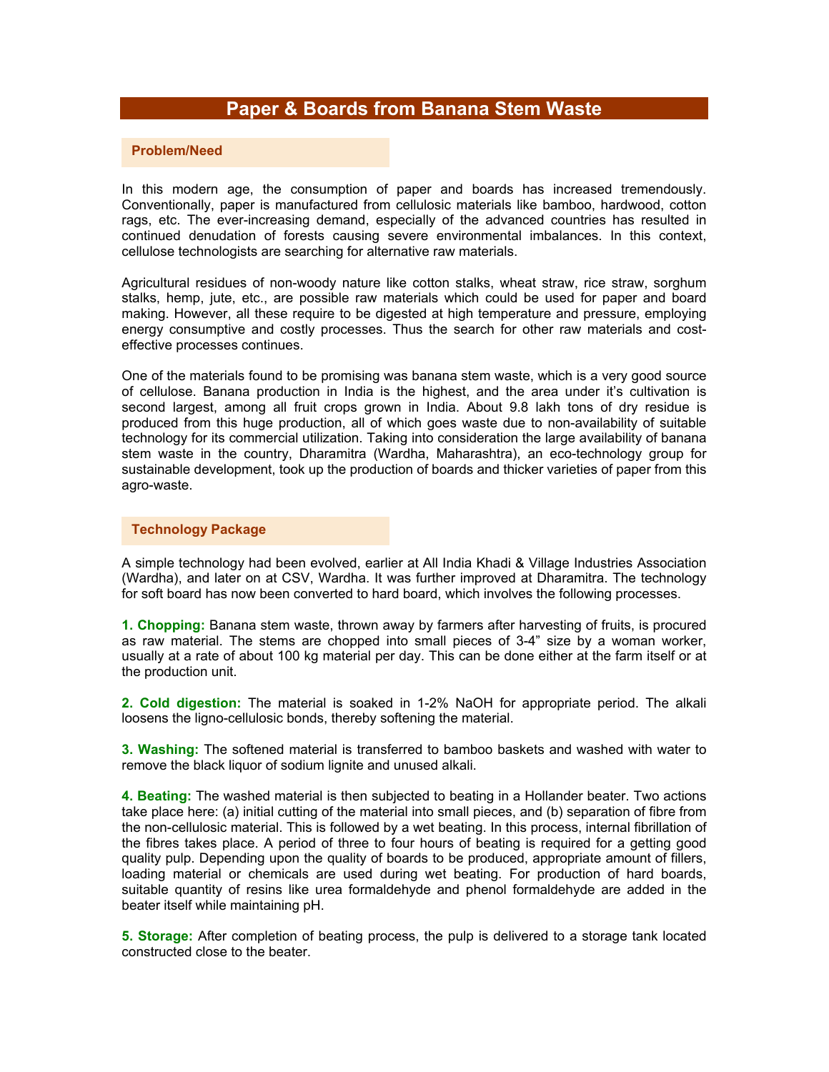# Paper & Boards from Banana Stem Waste

## Problem/Need

In this modern age, the consumption of paper and boards has increased tremendously. Conventionally, paper is manufactured from cellulosic materials like bamboo, hardwood, cotton rags, etc. The ever-increasing demand, especially of the advanced countries has resulted in continued denudation of forests causing severe environmental imbalances. In this context, cellulose technologists are searching for alternative raw materials.

Agricultural residues of non-woody nature like cotton stalks, wheat straw, rice straw, sorghum stalks, hemp, jute, etc., are possible raw materials which could be used for paper and board making. However, all these require to be digested at high temperature and pressure, employing energy consumptive and costly processes. Thus the search for other raw materials and cost-effective processes continues.

One of the materials found to be promising was banana stem waste, which is a very good source of cellulose. Banana production in India is the highest, and the area under it's cultivation is second largest, among all fruit crops grown in India. About 9.8 lakh tons of dry residue is produced from this huge production, all of which goes waste due to non-availability of suitable technology for its commercial utilization. Taking into consideration the large availability of banana stem waste in the country, Dharamitra (Wardha, Maharashtra), an eco-technology group for sustainable development, took up the production of boards and thicker varieties of paper from this agro-waste.

## Technology Package

A simple technology had been evolved, earlier at All India Khadi & Village Industries Association (Wardha), and later on at CSV, Wardha. It was further improved at Dharamitra. The technology for soft board has now been converted to hard board, which involves the following processes.

**1. Chopping:** Banana stem waste, thrown away by farmers after harvesting of fruits, is procured as raw material. The stems are chopped into small pieces of 3-4" size by a woman worker, usually at a rate of about 100 kg material per day. This can be done either at the farm itself or at the production unit.

**2. Cold digestion:** The material is soaked in 1-2% NaOH for appropriate period. The alkali loosens the ligno-cellulosic bonds, thereby softening the material.

**3. Washing:** The softened material is transferred to bamboo baskets and washed with water to remove the black liquor of sodium lignite and unused alkali.

**4. Beating:** The washed material is then subjected to beating in a Hollander beater. Two actions take place here: (a) initial cutting of the material into small pieces, and (b) separation of fibre from the non-cellulosic material. This is followed by a wet beating. In this process, internal fibrillation of the fibres takes place. A period of three to four hours of beating is required for a getting good quality pulp. Depending upon the quality of boards to be produced, appropriate amount of fillers, loading material or chemicals are used during wet beating. For production of hard boards, suitable quantity of resins like urea formaldehyde and phenol formaldehyde are added in the beater itself while maintaining pH.

**5. Storage:** After completion of beating process, the pulp is delivered to a storage tank located constructed close to the beater.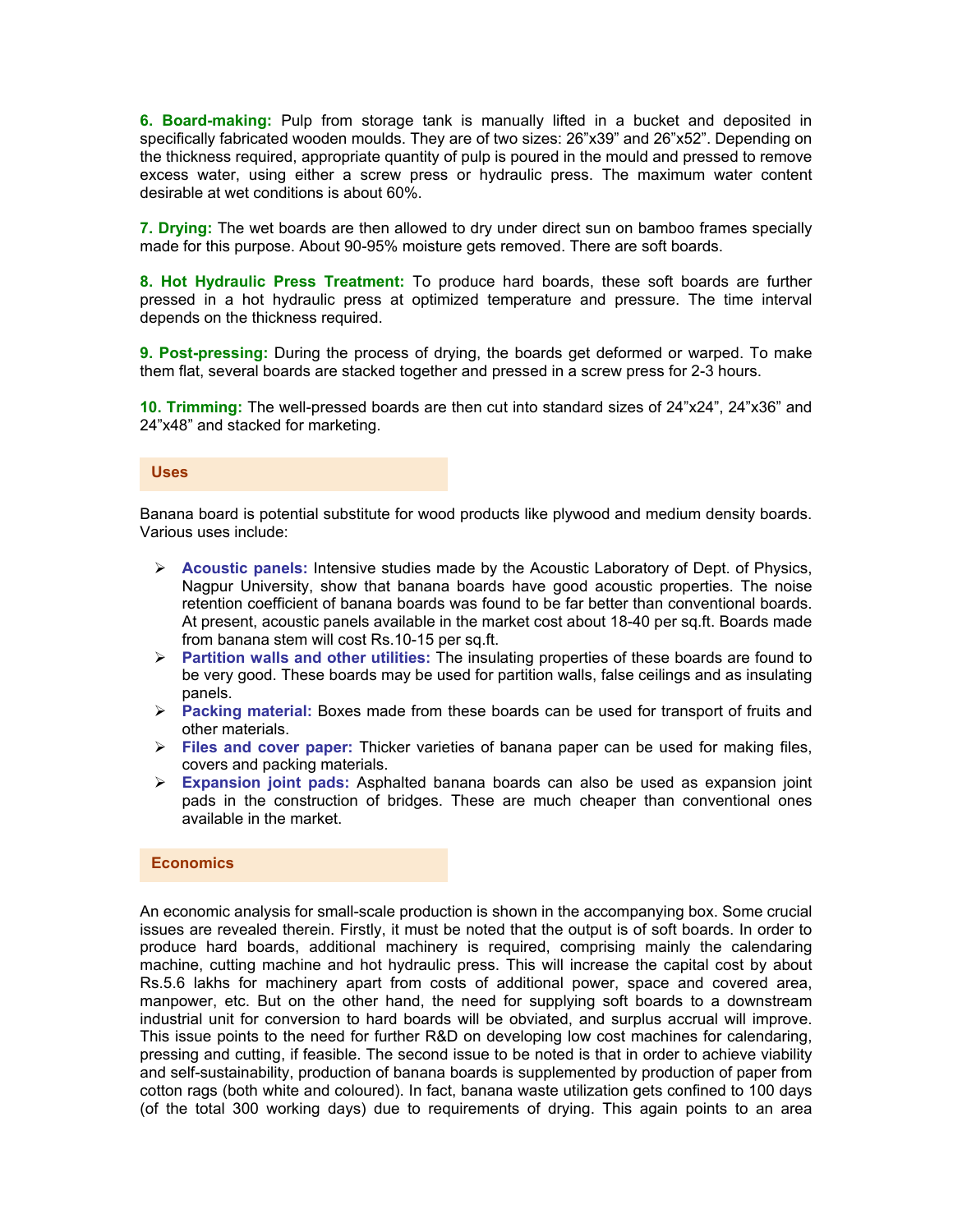**6. Board-making:** Pulp from storage tank is manually lifted in a bucket and deposited in specifically fabricated wooden moulds. They are of two sizes: 26"x39" and 26"x52". Depending on the thickness required, appropriate quantity of pulp is poured in the mould and pressed to remove excess water, using either a screw press or hydraulic press. The maximum water content desirable at wet conditions is about 60%.

**7. Drying:** The wet boards are then allowed to dry under direct sun on bamboo frames specially made for this purpose. About 90-95% moisture gets removed. There are soft boards.

**8. Hot Hydraulic Press Treatment:** To produce hard boards, these soft boards are further pressed in a hot hydraulic press at optimized temperature and pressure. The time interval depends on the thickness required.

**9. Post-pressing:** During the process of drying, the boards get deformed or warped. To make them flat, several boards are stacked together and pressed in a screw press for 2-3 hours.

**10. Trimming:** The well-pressed boards are then cut into standard sizes of 24"x24", 24"x36" and 24"x48" and stacked for marketing.

## Uses

Banana board is potential substitute for wood products like plywood and medium density boards. Various uses include:

- **Acoustic panels:** Intensive studies made by the Acoustic Laboratory of Dept. of Physics, Nagpur University, show that banana boards have good acoustic properties. The noise retention coefficient of banana boards was found to be far better than conventional boards. At present, acoustic panels available in the market cost about 18-40 per sq.ft. Boards made from banana stem will cost Rs.10-15 per sq.ft.
- **Partition walls and other utilities:** The insulating properties of these boards are found to be very good. These boards may be used for partition walls, false ceilings and as insulating panels.
- **Packing material:** Boxes made from these boards can be used for transport of fruits and other materials.
- **Files and cover paper:** Thicker varieties of banana paper can be used for making files, covers and packing materials.
- **Expansion joint pads:** Asphalted banana boards can also be used as expansion joint pads in the construction of bridges. These are much cheaper than conventional ones available in the market.

## Economics

An economic analysis for small-scale production is shown in the accompanying box. Some crucial issues are revealed therein. Firstly, it must be noted that the output is of soft boards. In order to produce hard boards, additional machinery is required, comprising mainly the calendaring machine, cutting machine and hot hydraulic press. This will increase the capital cost by about Rs.5.6 lakhs for machinery apart from costs of additional power, space and covered area, manpower, etc. But on the other hand, the need for supplying soft boards to a downstream industrial unit for conversion to hard boards will be obviated, and surplus accrual will improve. This issue points to the need for further R&D on developing low cost machines for calendaring, pressing and cutting, if feasible. The second issue to be noted is that in order to achieve viability and self-sustainability, production of banana boards is supplemented by production of paper from cotton rags (both white and coloured). In fact, banana waste utilization gets confined to 100 days (of the total 300 working days) due to requirements of drying. This again points to an area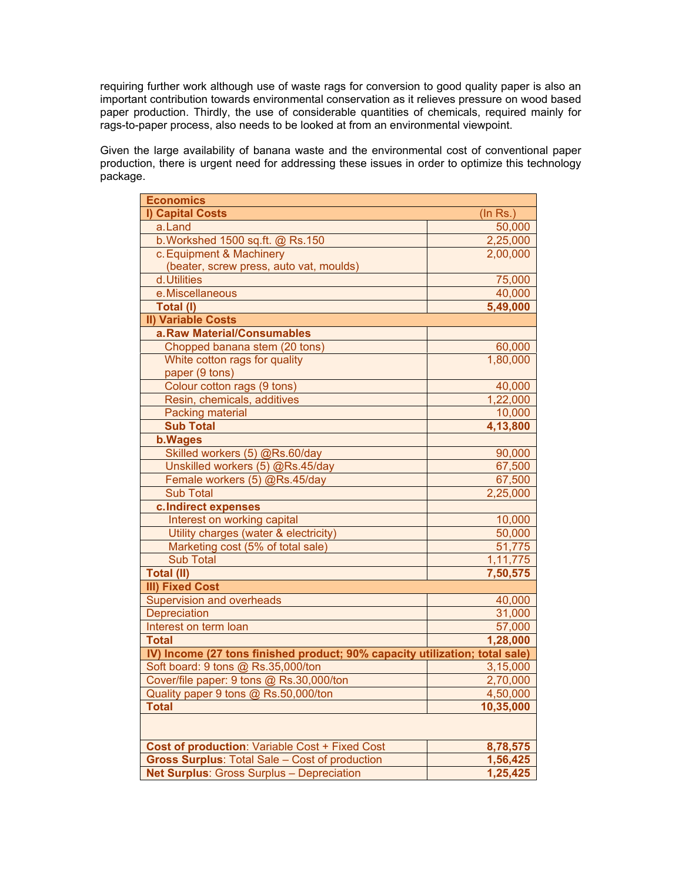requiring further work although use of waste rags for conversion to good quality paper is also an important contribution towards environmental conservation as it relieves pressure on wood based paper production. Thirdly, the use of considerable quantities of chemicals, required mainly for rags-to-paper process, also needs to be looked at from an environmental viewpoint.

Given the large availability of banana waste and the environmental cost of conventional paper production, there is urgent need for addressing these issues in order to optimize this technology package.

| **Economics** | |
|---|---|
| **I) Capital Costs** | (In Rs.) |
| a. Land | 50,000 |
| b. Workshed 1500 sq.ft. @ Rs.150 | 2,25,000 |
| c. Equipment & Machinery (beater, screw press, auto vat, moulds) | 2,00,000 |
| d. Utilities | 75,000 |
| e. Miscellaneous | 40,000 |
| **Total (I)** | **5,49,000** |
| **II) Variable Costs** | |
| **a. Raw Material/Consumables** | |
| Chopped banana stem (20 tons) | 60,000 |
| White cotton rags for quality paper (9 tons) | 1,80,000 |
| Colour cotton rags (9 tons) | 40,000 |
| Resin, chemicals, additives | 1,22,000 |
| Packing material | 10,000 |
| **Sub Total** | **4,13,800** |
| **b. Wages** | |
| Skilled workers (5) @Rs.60/day | 90,000 |
| Unskilled workers (5) @Rs.45/day | 67,500 |
| Female workers (5) @Rs.45/day | 67,500 |
| Sub Total | 2,25,000 |
| **c. Indirect expenses** | |
| Interest on working capital | 10,000 |
| Utility charges (water & electricity) | 50,000 |
| Marketing cost (5% of total sale) | 51,775 |
| Sub Total | 1,11,775 |
| **Total (II)** | **7,50,575** |
| **III) Fixed Cost** | |
| Supervision and overheads | 40,000 |
| Depreciation | 31,000 |
| Interest on term loan | 57,000 |
| **Total** | **1,28,000** |
| **IV) Income (27 tons finished product; 90% capacity utilization; total sale)** | |
| Soft board: 9 tons @ Rs.35,000/ton | 3,15,000 |
| Cover/file paper: 9 tons @ Rs.30,000/ton | 2,70,000 |
| Quality paper 9 tons @ Rs.50,000/ton | 4,50,000 |
| **Total** | **10,35,000** |
| | |
| **Cost of production**: Variable Cost + Fixed Cost | **8,78,575** |
| **Gross Surplus**: Total Sale – Cost of production | **1,56,425** |
| **Net Surplus**: Gross Surplus – Depreciation | **1,25,425** |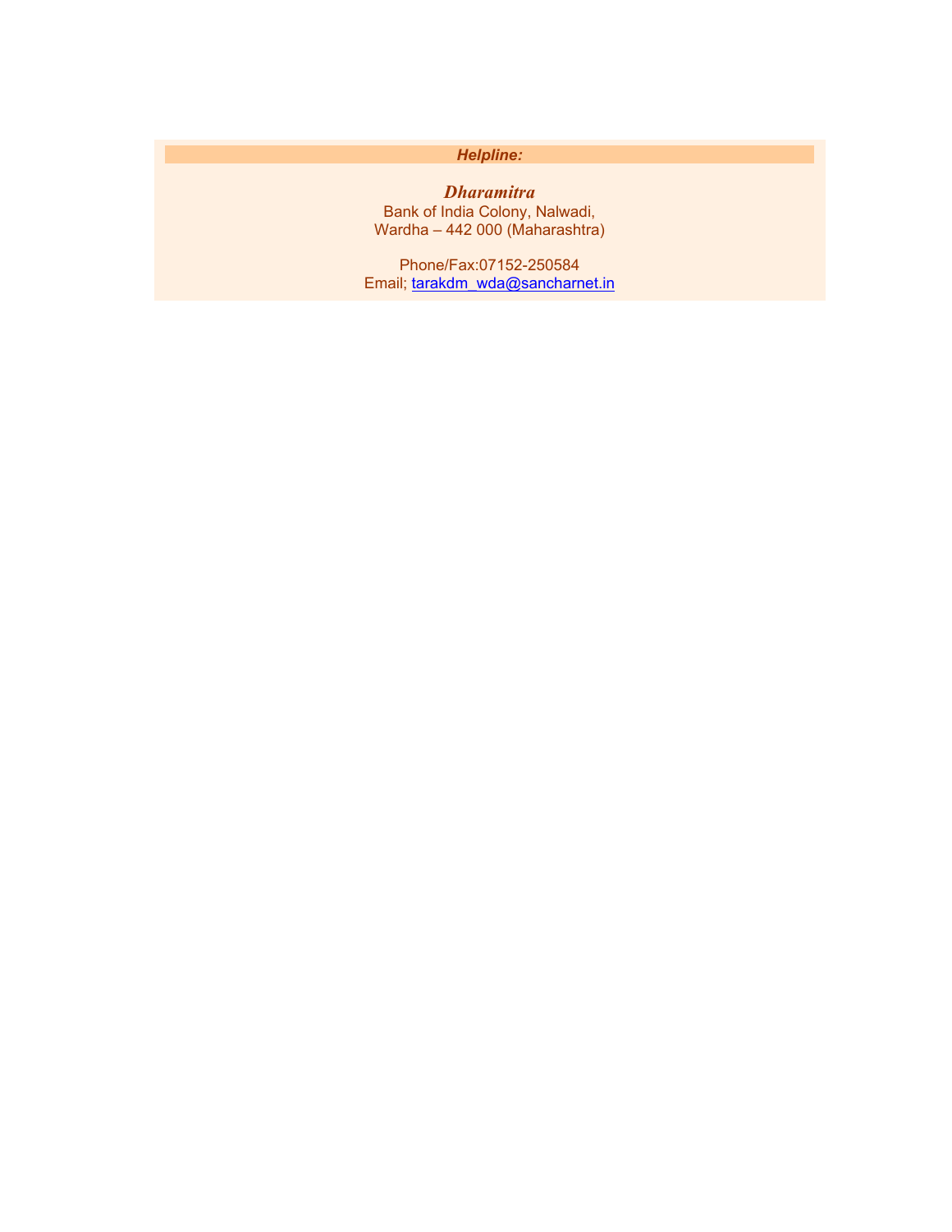***Helpline:***

***Dharamitra***

Bank of India Colony, Nalwadi,
Wardha – 442 000 (Maharashtra)

Phone/Fax:07152-250584
Email; tarakdm_wda@sancharnet.in